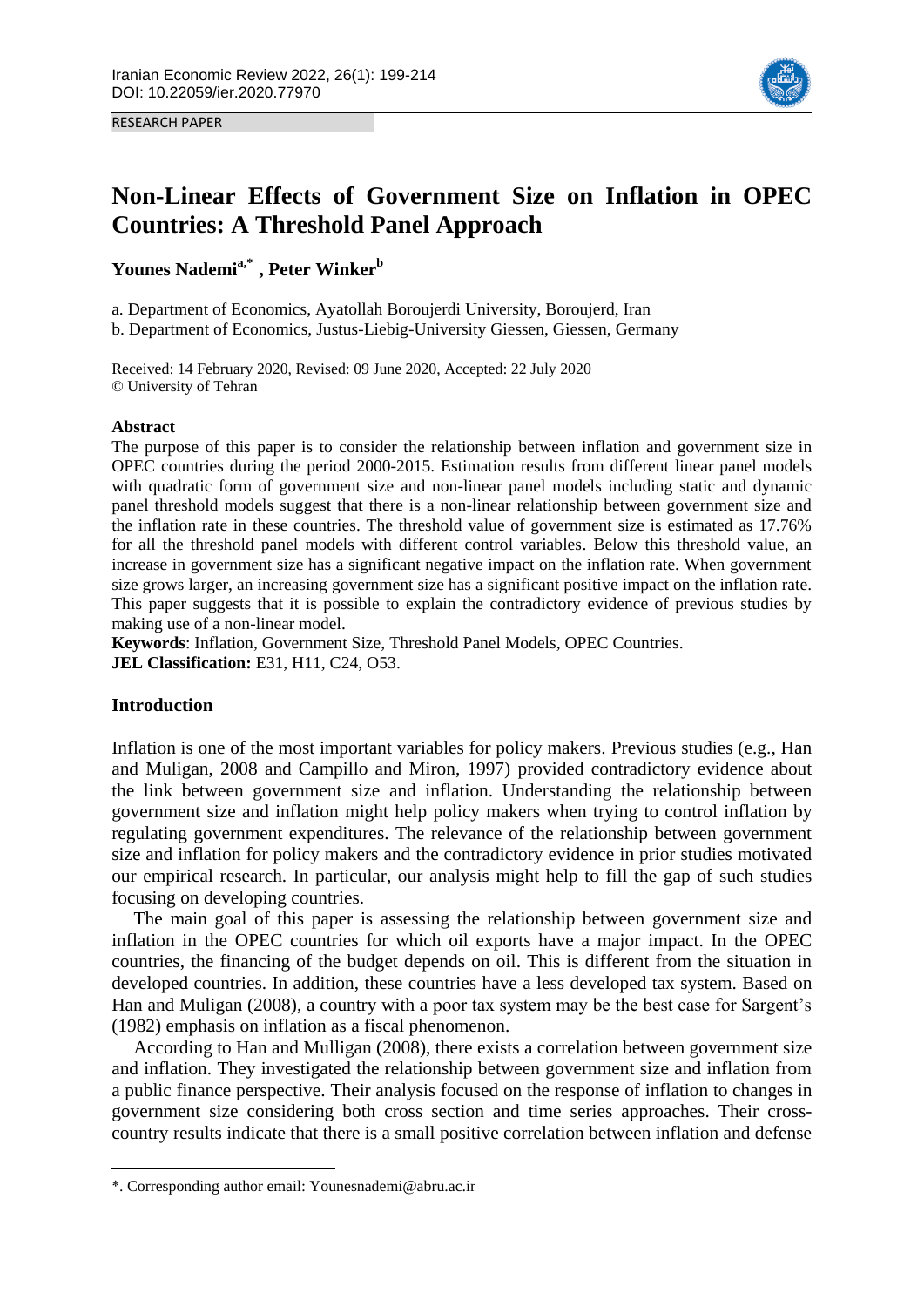RESEARCH PAPER

# Non-Linear Effects of Government Size on Inflation in OPEC Countries: A Threshold Panel Approach

**Younes Nademi[a,*], Peter Winker[b]**

a. Department of Economics, Ayatollah Boroujerdi University, Boroujerd, Iran

b. Department of Economics, Justus-Liebig-University Giessen, Giessen, Germany

Received: 14 February 2020, Revised: 09 June 2020, Accepted: 22 July 2020
© University of Tehran

### Abstract

The purpose of this paper is to consider the relationship between inflation and government size in OPEC countries during the period 2000-2015. Estimation results from different linear panel models with quadratic form of government size and non-linear panel models including static and dynamic panel threshold models suggest that there is a non-linear relationship between government size and the inflation rate in these countries. The threshold value of government size is estimated as 17.76% for all the threshold panel models with different control variables. Below this threshold value, an increase in government size has a significant negative impact on the inflation rate. When government size grows larger, an increasing government size has a significant positive impact on the inflation rate. This paper suggests that it is possible to explain the contradictory evidence of previous studies by making use of a non-linear model.

**Keywords**: Inflation, Government Size, Threshold Panel Models, OPEC Countries.

**JEL Classification:** E31, H11, C24, O53.

## Introduction

Inflation is one of the most important variables for policy makers. Previous studies (e.g., Han and Muligan, 2008 and Campillo and Miron, 1997) provided contradictory evidence about the link between government size and inflation. Understanding the relationship between government size and inflation might help policy makers when trying to control inflation by regulating government expenditures. The relevance of the relationship between government size and inflation for policy makers and the contradictory evidence in prior studies motivated our empirical research. In particular, our analysis might help to fill the gap of such studies focusing on developing countries.

The main goal of this paper is assessing the relationship between government size and inflation in the OPEC countries for which oil exports have a major impact. In the OPEC countries, the financing of the budget depends on oil. This is different from the situation in developed countries. In addition, these countries have a less developed tax system. Based on Han and Muligan (2008), a country with a poor tax system may be the best case for Sargent's (1982) emphasis on inflation as a fiscal phenomenon.

According to Han and Mulligan (2008), there exists a correlation between government size and inflation. They investigated the relationship between government size and inflation from a public finance perspective. Their analysis focused on the response of inflation to changes in government size considering both cross section and time series approaches. Their cross-country results indicate that there is a small positive correlation between inflation and defense

*. Corresponding author email: Younesnademi@abru.ac.ir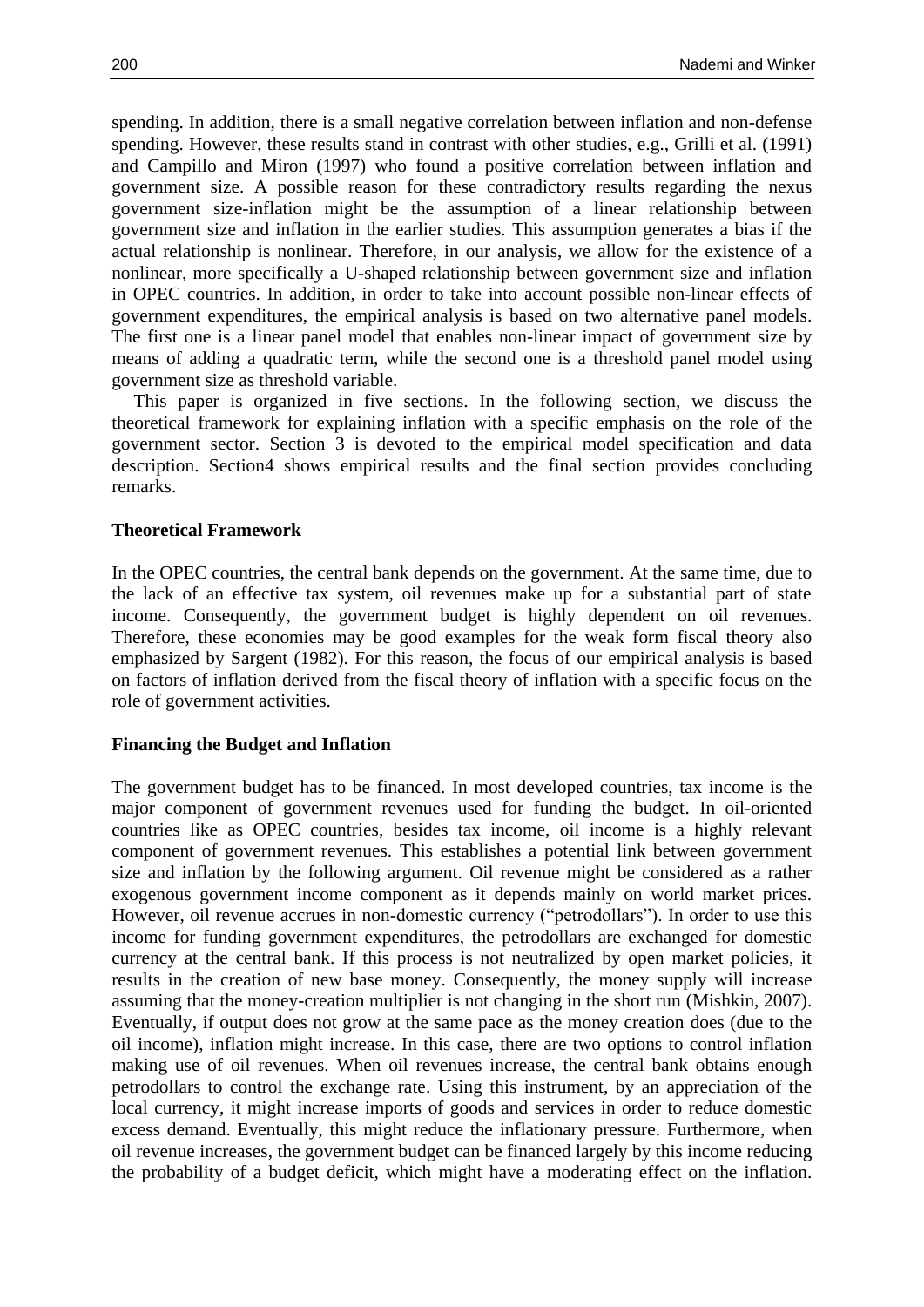spending. In addition, there is a small negative correlation between inflation and non-defense spending. However, these results stand in contrast with other studies, e.g., Grilli et al. (1991) and Campillo and Miron (1997) who found a positive correlation between inflation and government size. A possible reason for these contradictory results regarding the nexus government size-inflation might be the assumption of a linear relationship between government size and inflation in the earlier studies. This assumption generates a bias if the actual relationship is nonlinear. Therefore, in our analysis, we allow for the existence of a nonlinear, more specifically a U-shaped relationship between government size and inflation in OPEC countries. In addition, in order to take into account possible non-linear effects of government expenditures, the empirical analysis is based on two alternative panel models. The first one is a linear panel model that enables non-linear impact of government size by means of adding a quadratic term, while the second one is a threshold panel model using government size as threshold variable.

This paper is organized in five sections. In the following section, we discuss the theoretical framework for explaining inflation with a specific emphasis on the role of the government sector. Section 3 is devoted to the empirical model specification and data description. Section4 shows empirical results and the final section provides concluding remarks.

## Theoretical Framework

In the OPEC countries, the central bank depends on the government. At the same time, due to the lack of an effective tax system, oil revenues make up for a substantial part of state income. Consequently, the government budget is highly dependent on oil revenues. Therefore, these economies may be good examples for the weak form fiscal theory also emphasized by Sargent (1982). For this reason, the focus of our empirical analysis is based on factors of inflation derived from the fiscal theory of inflation with a specific focus on the role of government activities.

### Financing the Budget and Inflation

The government budget has to be financed. In most developed countries, tax income is the major component of government revenues used for funding the budget. In oil-oriented countries like as OPEC countries, besides tax income, oil income is a highly relevant component of government revenues. This establishes a potential link between government size and inflation by the following argument. Oil revenue might be considered as a rather exogenous government income component as it depends mainly on world market prices. However, oil revenue accrues in non-domestic currency ("petrodollars"). In order to use this income for funding government expenditures, the petrodollars are exchanged for domestic currency at the central bank. If this process is not neutralized by open market policies, it results in the creation of new base money. Consequently, the money supply will increase assuming that the money-creation multiplier is not changing in the short run (Mishkin, 2007). Eventually, if output does not grow at the same pace as the money creation does (due to the oil income), inflation might increase. In this case, there are two options to control inflation making use of oil revenues. When oil revenues increase, the central bank obtains enough petrodollars to control the exchange rate. Using this instrument, by an appreciation of the local currency, it might increase imports of goods and services in order to reduce domestic excess demand. Eventually, this might reduce the inflationary pressure. Furthermore, when oil revenue increases, the government budget can be financed largely by this income reducing the probability of a budget deficit, which might have a moderating effect on the inflation.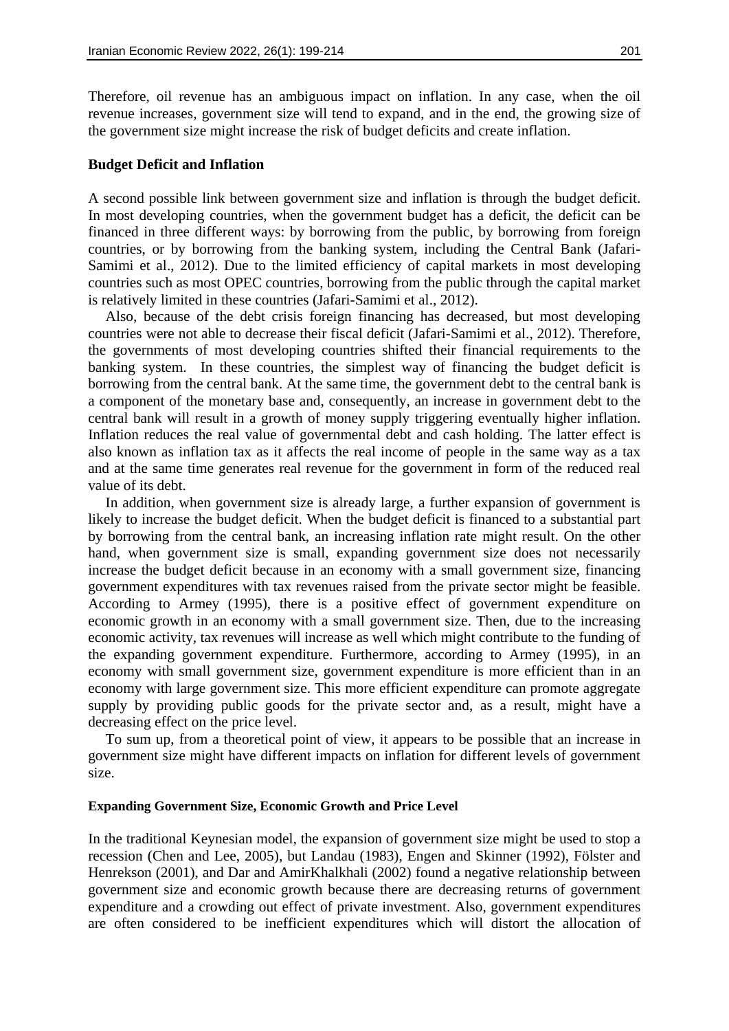Therefore, oil revenue has an ambiguous impact on inflation. In any case, when the oil revenue increases, government size will tend to expand, and in the end, the growing size of the government size might increase the risk of budget deficits and create inflation.

## Budget Deficit and Inflation

A second possible link between government size and inflation is through the budget deficit. In most developing countries, when the government budget has a deficit, the deficit can be financed in three different ways: by borrowing from the public, by borrowing from foreign countries, or by borrowing from the banking system, including the Central Bank (Jafari-Samimi et al., 2012). Due to the limited efficiency of capital markets in most developing countries such as most OPEC countries, borrowing from the public through the capital market is relatively limited in these countries (Jafari-Samimi et al., 2012).

Also, because of the debt crisis foreign financing has decreased, but most developing countries were not able to decrease their fiscal deficit (Jafari-Samimi et al., 2012). Therefore, the governments of most developing countries shifted their financial requirements to the banking system. In these countries, the simplest way of financing the budget deficit is borrowing from the central bank. At the same time, the government debt to the central bank is a component of the monetary base and, consequently, an increase in government debt to the central bank will result in a growth of money supply triggering eventually higher inflation. Inflation reduces the real value of governmental debt and cash holding. The latter effect is also known as inflation tax as it affects the real income of people in the same way as a tax and at the same time generates real revenue for the government in form of the reduced real value of its debt.

In addition, when government size is already large, a further expansion of government is likely to increase the budget deficit. When the budget deficit is financed to a substantial part by borrowing from the central bank, an increasing inflation rate might result. On the other hand, when government size is small, expanding government size does not necessarily increase the budget deficit because in an economy with a small government size, financing government expenditures with tax revenues raised from the private sector might be feasible. According to Armey (1995), there is a positive effect of government expenditure on economic growth in an economy with a small government size. Then, due to the increasing economic activity, tax revenues will increase as well which might contribute to the funding of the expanding government expenditure. Furthermore, according to Armey (1995), in an economy with small government size, government expenditure is more efficient than in an economy with large government size. This more efficient expenditure can promote aggregate supply by providing public goods for the private sector and, as a result, might have a decreasing effect on the price level.

To sum up, from a theoretical point of view, it appears to be possible that an increase in government size might have different impacts on inflation for different levels of government size.

### Expanding Government Size, Economic Growth and Price Level

In the traditional Keynesian model, the expansion of government size might be used to stop a recession (Chen and Lee, 2005), but Landau (1983), Engen and Skinner (1992), Fölster and Henrekson (2001), and Dar and AmirKhalkhali (2002) found a negative relationship between government size and economic growth because there are decreasing returns of government expenditure and a crowding out effect of private investment. Also, government expenditures are often considered to be inefficient expenditures which will distort the allocation of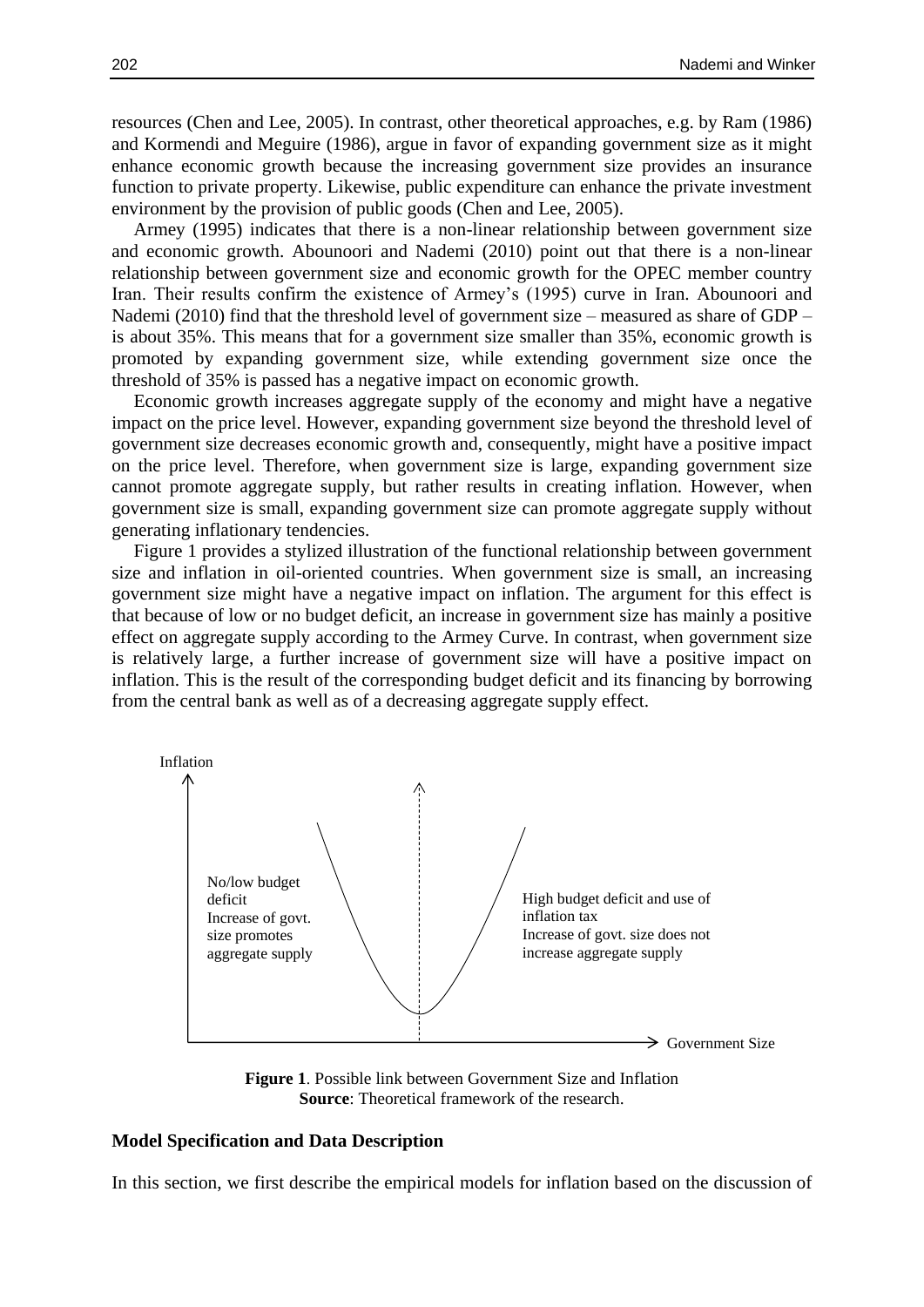resources (Chen and Lee, 2005). In contrast, other theoretical approaches, e.g. by Ram (1986) and Kormendi and Meguire (1986), argue in favor of expanding government size as it might enhance economic growth because the increasing government size provides an insurance function to private property. Likewise, public expenditure can enhance the private investment environment by the provision of public goods (Chen and Lee, 2005).

Armey (1995) indicates that there is a non-linear relationship between government size and economic growth. Abounoori and Nademi (2010) point out that there is a non-linear relationship between government size and economic growth for the OPEC member country Iran. Their results confirm the existence of Armey's (1995) curve in Iran. Abounoori and Nademi (2010) find that the threshold level of government size – measured as share of GDP – is about 35%. This means that for a government size smaller than 35%, economic growth is promoted by expanding government size, while extending government size once the threshold of 35% is passed has a negative impact on economic growth.

Economic growth increases aggregate supply of the economy and might have a negative impact on the price level. However, expanding government size beyond the threshold level of government size decreases economic growth and, consequently, might have a positive impact on the price level. Therefore, when government size is large, expanding government size cannot promote aggregate supply, but rather results in creating inflation. However, when government size is small, expanding government size can promote aggregate supply without generating inflationary tendencies.

Figure 1 provides a stylized illustration of the functional relationship between government size and inflation in oil-oriented countries. When government size is small, an increasing government size might have a negative impact on inflation. The argument for this effect is that because of low or no budget deficit, an increase in government size has mainly a positive effect on aggregate supply according to the Armey Curve. In contrast, when government size is relatively large, a further increase of government size will have a positive impact on inflation. This is the result of the corresponding budget deficit and its financing by borrowing from the central bank as well as of a decreasing aggregate supply effect.

Inflation

No/low budget deficit
Increase of govt. size promotes aggregate supply

High budget deficit and use of inflation tax
Increase of govt. size does not increase aggregate supply

Government Size

**Figure 1**. Possible link between Government Size and Inflation
**Source**: Theoretical framework of the research.

## Model Specification and Data Description

In this section, we first describe the empirical models for inflation based on the discussion of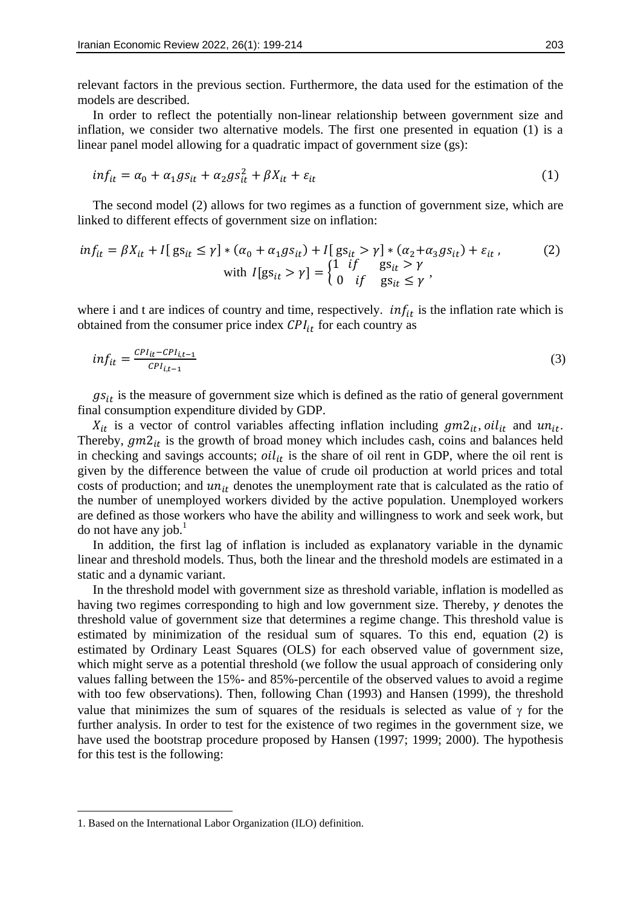relevant factors in the previous section. Furthermore, the data used for the estimation of the models are described.

In order to reflect the potentially non-linear relationship between government size and inflation, we consider two alternative models. The first one presented in equation (1) is a linear panel model allowing for a quadratic impact of government size (gs):

$$inf_{it} = \alpha_0 + \alpha_1 gs_{it} + \alpha_2 gs_{it}^2 + \beta X_{it} + \varepsilon_{it} \tag{1}$$

The second model (2) allows for two regimes as a function of government size, which are linked to different effects of government size on inflation:

$$inf_{it} = \beta X_{it} + I[\,\text{gs}_{it} \leq \gamma] * (\alpha_0 + \alpha_1 gs_{it}) + I[\,\text{gs}_{it} > \gamma] * (\alpha_2 + \alpha_3 gs_{it}) + \varepsilon_{it}\,, \tag{2}$$
$$\text{with } I[\text{gs}_{it} > \gamma] = \begin{cases} 1 & if \quad \text{gs}_{it} > \gamma \\ 0 & if \quad \text{gs}_{it} \leq \gamma \end{cases},$$

where i and t are indices of country and time, respectively. $inf_{it}$ is the inflation rate which is obtained from the consumer price index $CPI_{it}$ for each country as

$$inf_{it} = \frac{CPI_{it} - CPI_{i,t-1}}{CPI_{i,t-1}} \tag{3}$$

$gs_{it}$ is the measure of government size which is defined as the ratio of general government final consumption expenditure divided by GDP.

$X_{it}$ is a vector of control variables affecting inflation including $gm2_{it}$, $oil_{it}$ and $un_{it}$. Thereby, $gm2_{it}$ is the growth of broad money which includes cash, coins and balances held in checking and savings accounts; $oil_{it}$ is the share of oil rent in GDP, where the oil rent is given by the difference between the value of crude oil production at world prices and total costs of production; and $un_{it}$ denotes the unemployment rate that is calculated as the ratio of the number of unemployed workers divided by the active population. Unemployed workers are defined as those workers who have the ability and willingness to work and seek work, but do not have any job.[1]

In addition, the first lag of inflation is included as explanatory variable in the dynamic linear and threshold models. Thus, both the linear and the threshold models are estimated in a static and a dynamic variant.

In the threshold model with government size as threshold variable, inflation is modelled as having two regimes corresponding to high and low government size. Thereby, $\gamma$ denotes the threshold value of government size that determines a regime change. This threshold value is estimated by minimization of the residual sum of squares. To this end, equation (2) is estimated by Ordinary Least Squares (OLS) for each observed value of government size, which might serve as a potential threshold (we follow the usual approach of considering only values falling between the 15%- and 85%-percentile of the observed values to avoid a regime with too few observations). Then, following Chan (1993) and Hansen (1999), the threshold value that minimizes the sum of squares of the residuals is selected as value of $\gamma$ for the further analysis. In order to test for the existence of two regimes in the government size, we have used the bootstrap procedure proposed by Hansen (1997; 1999; 2000). The hypothesis for this test is the following:

---

1. Based on the International Labor Organization (ILO) definition.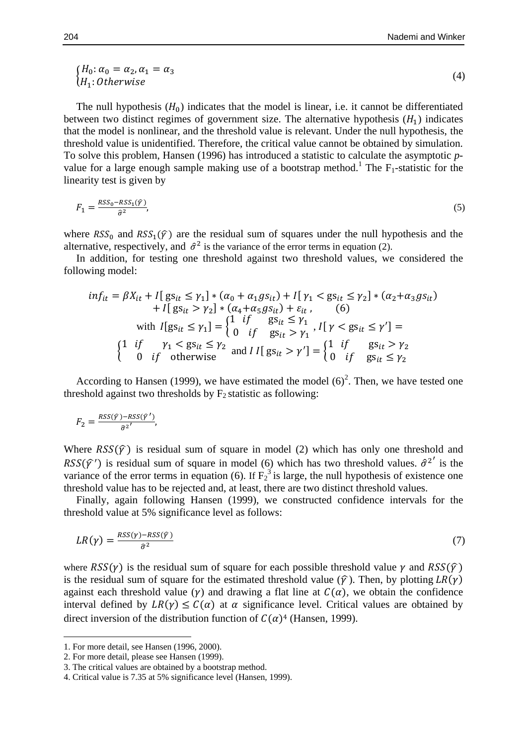$$\begin{cases} H_0: \alpha_0 = \alpha_2, \alpha_1 = \alpha_3 \\ H_1: Otherwise \end{cases} \tag{4}$$

The null hypothesis ($H_0$) indicates that the model is linear, i.e. it cannot be differentiated between two distinct regimes of government size. The alternative hypothesis ($H_1$) indicates that the model is nonlinear, and the threshold value is relevant. Under the null hypothesis, the threshold value is unidentified. Therefore, the critical value cannot be obtained by simulation. To solve this problem, Hansen (1996) has introduced a statistic to calculate the asymptotic *p*-value for a large enough sample making use of a bootstrap method.[1] The $F_1$-statistic for the linearity test is given by

$$F_1 = \frac{RSS_0 - RSS_1(\hat{\gamma})}{\hat{\sigma}^2}, \tag{5}$$

where $RSS_0$ and $RSS_1(\hat{\gamma})$ are the residual sum of squares under the null hypothesis and the alternative, respectively, and $\hat{\sigma}^2$ is the variance of the error terms in equation (2).

In addition, for testing one threshold against two threshold values, we considered the following model:

$$inf_{it} = \beta X_{it} + I[\text{gs}_{it} \leq \gamma_1] * (\alpha_0 + \alpha_1 gs_{it}) + I[\gamma_1 < \text{gs}_{it} \leq \gamma_2] * (\alpha_2 + \alpha_3 gs_{it}) + I[\text{gs}_{it} > \gamma_2] * (\alpha_4 + \alpha_5 gs_{it}) + \varepsilon_{it}, \tag{6}$$

$$\text{with } I[\text{gs}_{it} \leq \gamma_1] = \begin{cases} 1 & if \quad \text{gs}_{it} \leq \gamma_1 \\ 0 & if \quad \text{gs}_{it} > \gamma_1 \end{cases}, \; I[\gamma < \text{gs}_{it} \leq \gamma'] = \begin{cases} 1 & if \quad \gamma_1 < \text{gs}_{it} \leq \gamma_2 \\ 0 & if \quad \text{otherwise} \end{cases} \text{ and } I\,I[\text{gs}_{it} > \gamma'] = \begin{cases} 1 & if \quad \text{gs}_{it} > \gamma_2 \\ 0 & if \quad \text{gs}_{it} \leq \gamma_2 \end{cases}$$

According to Hansen (1999), we have estimated the model (6)[2]. Then, we have tested one threshold against two thresholds by $F_2$ statistic as following:

$$F_2 = \frac{RSS(\hat{\gamma}) - RSS(\hat{\gamma}')}{\hat{\sigma}^{2\prime}},$$

Where $RSS(\hat{\gamma})$ is residual sum of square in model (2) which has only one threshold and $RSS(\hat{\gamma}')$ is residual sum of square in model (6) which has two threshold values. $\hat{\sigma}^{2\prime}$ is the variance of the error terms in equation (6). If $F_2$[3] is large, the null hypothesis of existence one threshold value has to be rejected and, at least, there are two distinct threshold values.

Finally, again following Hansen (1999), we constructed confidence intervals for the threshold value at 5% significance level as follows:

$$LR(\gamma) = \frac{RSS(\gamma) - RSS(\hat{\gamma})}{\hat{\sigma}^2} \tag{7}$$

where $RSS(\gamma)$ is the residual sum of square for each possible threshold value $\gamma$ and $RSS(\hat{\gamma})$ is the residual sum of square for the estimated threshold value ($\hat{\gamma}$). Then, by plotting $LR(\gamma)$ against each threshold value ($\gamma$) and drawing a flat line at $C(\alpha)$, we obtain the confidence interval defined by $LR(\gamma) \leq C(\alpha)$ at $\alpha$ significance level. Critical values are obtained by direct inversion of the distribution function of $C(\alpha)$[4] (Hansen, 1999).

---

1. For more detail, see Hansen (1996, 2000).
2. For more detail, please see Hansen (1999).
3. The critical values are obtained by a bootstrap method.
4. Critical value is 7.35 at 5% significance level (Hansen, 1999).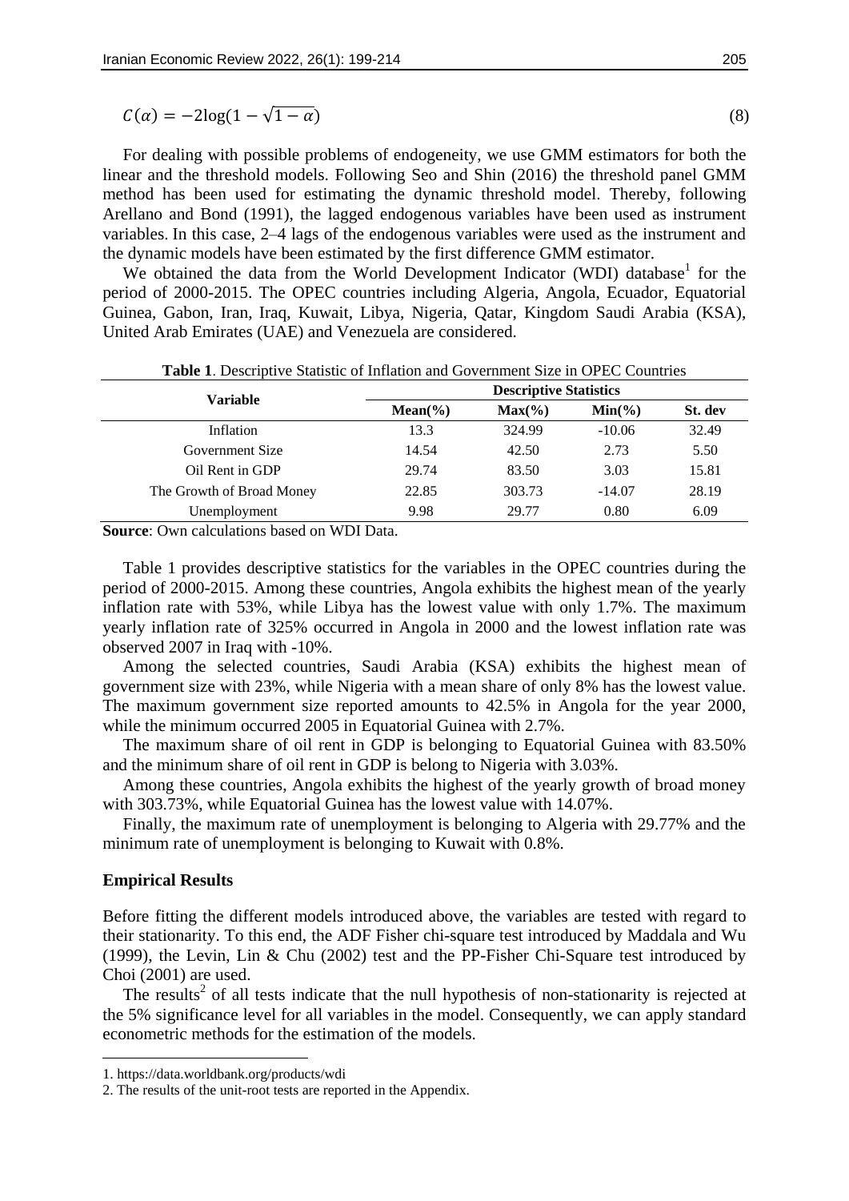$$C(\alpha) = -2\log(1 - \sqrt{1-\alpha}) \tag{8}$$

For dealing with possible problems of endogeneity, we use GMM estimators for both the linear and the threshold models. Following Seo and Shin (2016) the threshold panel GMM method has been used for estimating the dynamic threshold model. Thereby, following Arellano and Bond (1991), the lagged endogenous variables have been used as instrument variables. In this case, 2–4 lags of the endogenous variables were used as the instrument and the dynamic models have been estimated by the first difference GMM estimator.

We obtained the data from the World Development Indicator (WDI) database[1] for the period of 2000-2015. The OPEC countries including Algeria, Angola, Ecuador, Equatorial Guinea, Gabon, Iran, Iraq, Kuwait, Libya, Nigeria, Qatar, Kingdom Saudi Arabia (KSA), United Arab Emirates (UAE) and Venezuela are considered.

**Table 1**. Descriptive Statistic of Inflation and Government Size in OPEC Countries

| Variable | Descriptive Statistics | | | |
|---|---|---|---|---|
| | **Mean(%)** | **Max(%)** | **Min(%)** | **St. dev** |
| Inflation | 13.3 | 324.99 | -10.06 | 32.49 |
| Government Size | 14.54 | 42.50 | 2.73 | 5.50 |
| Oil Rent in GDP | 29.74 | 83.50 | 3.03 | 15.81 |
| The Growth of Broad Money | 22.85 | 303.73 | -14.07 | 28.19 |
| Unemployment | 9.98 | 29.77 | 0.80 | 6.09 |

**Source**: Own calculations based on WDI Data.

Table 1 provides descriptive statistics for the variables in the OPEC countries during the period of 2000-2015. Among these countries, Angola exhibits the highest mean of the yearly inflation rate with 53%, while Libya has the lowest value with only 1.7%. The maximum yearly inflation rate of 325% occurred in Angola in 2000 and the lowest inflation rate was observed 2007 in Iraq with -10%.

Among the selected countries, Saudi Arabia (KSA) exhibits the highest mean of government size with 23%, while Nigeria with a mean share of only 8% has the lowest value. The maximum government size reported amounts to 42.5% in Angola for the year 2000, while the minimum occurred 2005 in Equatorial Guinea with 2.7%.

The maximum share of oil rent in GDP is belonging to Equatorial Guinea with 83.50% and the minimum share of oil rent in GDP is belong to Nigeria with 3.03%.

Among these countries, Angola exhibits the highest of the yearly growth of broad money with 303.73%, while Equatorial Guinea has the lowest value with 14.07%.

Finally, the maximum rate of unemployment is belonging to Algeria with 29.77% and the minimum rate of unemployment is belonging to Kuwait with 0.8%.

## Empirical Results

Before fitting the different models introduced above, the variables are tested with regard to their stationarity. To this end, the ADF Fisher chi-square test introduced by Maddala and Wu (1999), the Levin, Lin & Chu (2002) test and the PP-Fisher Chi-Square test introduced by Choi (2001) are used.

The results[2] of all tests indicate that the null hypothesis of non-stationarity is rejected at the 5% significance level for all variables in the model. Consequently, we can apply standard econometric methods for the estimation of the models.

1. https://data.worldbank.org/products/wdi

2. The results of the unit-root tests are reported in the Appendix.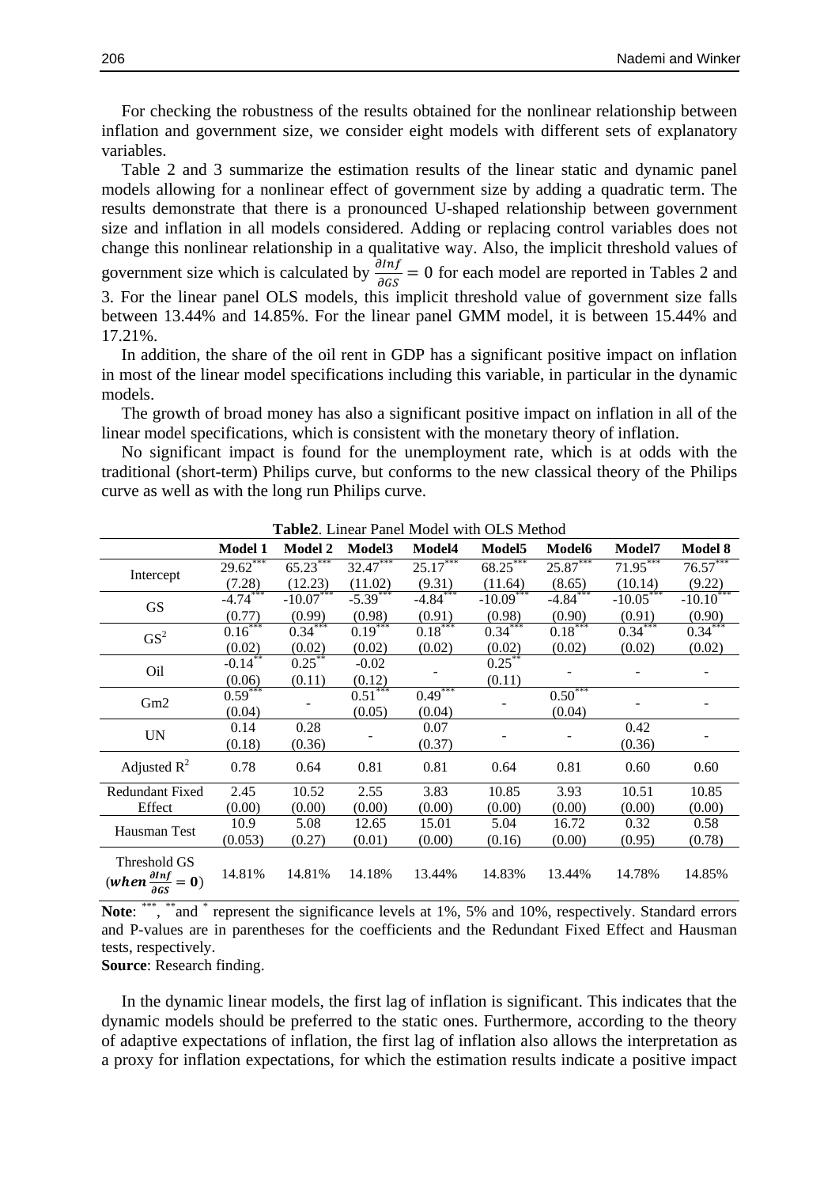For checking the robustness of the results obtained for the nonlinear relationship between inflation and government size, we consider eight models with different sets of explanatory variables.

Table 2 and 3 summarize the estimation results of the linear static and dynamic panel models allowing for a nonlinear effect of government size by adding a quadratic term. The results demonstrate that there is a pronounced U-shaped relationship between government size and inflation in all models considered. Adding or replacing control variables does not change this nonlinear relationship in a qualitative way. Also, the implicit threshold values of government size which is calculated by $\frac{\partial Inf}{\partial GS} = 0$ for each model are reported in Tables 2 and 3. For the linear panel OLS models, this implicit threshold value of government size falls between 13.44% and 14.85%. For the linear panel GMM model, it is between 15.44% and 17.21%.

In addition, the share of the oil rent in GDP has a significant positive impact on inflation in most of the linear model specifications including this variable, in particular in the dynamic models.

The growth of broad money has also a significant positive impact on inflation in all of the linear model specifications, which is consistent with the monetary theory of inflation.

No significant impact is found for the unemployment rate, which is at odds with the traditional (short-term) Philips curve, but conforms to the new classical theory of the Philips curve as well as with the long run Philips curve.

**Table2**. Linear Panel Model with OLS Method

| | Model 1 | Model 2 | Model3 | Model4 | Model5 | Model6 | Model7 | Model 8 |
|---|---|---|---|---|---|---|---|---|
| Intercept | $29.62^{***}$ | $65.23^{***}$ | $32.47^{***}$ | $25.17^{***}$ | $68.25^{***}$ | $25.87^{***}$ | $71.95^{***}$ | $76.57^{***}$ |
| | (7.28) | (12.23) | (11.02) | (9.31) | (11.64) | (8.65) | (10.14) | (9.22) |
| GS | $-4.74^{***}$ | $-10.07^{***}$ | $-5.39^{***}$ | $-4.84^{***}$ | $-10.09^{***}$ | $-4.84^{***}$ | $-10.05^{***}$ | $-10.10^{***}$ |
| | (0.77) | (0.99) | (0.98) | (0.91) | (0.98) | (0.90) | (0.91) | (0.90) |
| $GS^2$ | $0.16^{***}$ | $0.34^{***}$ | $0.19^{***}$ | $0.18^{***}$ | $0.34^{***}$ | $0.18^{***}$ | $0.34^{***}$ | $0.34^{***}$ |
| | (0.02) | (0.02) | (0.02) | (0.02) | (0.02) | (0.02) | (0.02) | (0.02) |
| Oil | $-0.14^{**}$ | $0.25^{**}$ | -0.02 | - | $0.25^{**}$ | - | - | - |
| | (0.06) | (0.11) | (0.12) | | (0.11) | | | |
| Gm2 | $0.59^{***}$ | - | $0.51^{***}$ | $0.49^{***}$ | - | $0.50^{***}$ | - | - |
| | (0.04) | | (0.05) | (0.04) | | (0.04) | | |
| UN | 0.14 | 0.28 | - | 0.07 | - | - | 0.42 | - |
| | (0.18) | (0.36) | | (0.37) | | | (0.36) | |
| Adjusted $R^2$ | 0.78 | 0.64 | 0.81 | 0.81 | 0.64 | 0.81 | 0.60 | 0.60 |
| Redundant Fixed Effect | 2.45 | 10.52 | 2.55 | 3.83 | 10.85 | 3.93 | 10.51 | 10.85 |
| | (0.00) | (0.00) | (0.00) | (0.00) | (0.00) | (0.00) | (0.00) | (0.00) |
| Hausman Test | 10.9 | 5.08 | 12.65 | 15.01 | 5.04 | 16.72 | 0.32 | 0.58 |
| | (0.053) | (0.27) | (0.01) | (0.00) | (0.16) | (0.00) | (0.95) | (0.78) |
| Threshold GS ($\boldsymbol{when}\ \frac{\partial Inf}{\partial GS} = \mathbf{0}$) | 14.81% | 14.81% | 14.18% | 13.44% | 14.83% | 13.44% | 14.78% | 14.85% |

**Note**: $^{***}$, $^{**}$ and $^{*}$ represent the significance levels at 1%, 5% and 10%, respectively. Standard errors and P-values are in parentheses for the coefficients and the Redundant Fixed Effect and Hausman tests, respectively.

**Source**: Research finding.

In the dynamic linear models, the first lag of inflation is significant. This indicates that the dynamic models should be preferred to the static ones. Furthermore, according to the theory of adaptive expectations of inflation, the first lag of inflation also allows the interpretation as a proxy for inflation expectations, for which the estimation results indicate a positive impact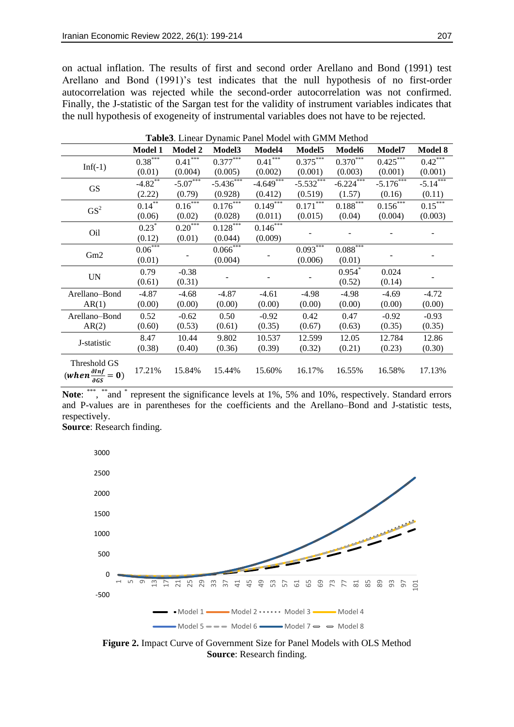on actual inflation. The results of first and second order Arellano and Bond (1991) test Arellano and Bond (1991)'s test indicates that the null hypothesis of no first-order autocorrelation was rejected while the second-order autocorrelation was not confirmed. Finally, the J-statistic of the Sargan test for the validity of instrument variables indicates that the null hypothesis of exogeneity of instrumental variables does not have to be rejected.

**Table3**. Linear Dynamic Panel Model with GMM Method

| | Model 1 | Model 2 | Model3 | Model4 | Model5 | Model6 | Model7 | Model 8 |
|---|---|---|---|---|---|---|---|---|
| Inf(-1) | 0.38*** (0.01) | 0.41*** (0.004) | 0.377*** (0.005) | 0.41*** (0.002) | 0.375*** (0.001) | 0.370*** (0.003) | 0.425*** (0.001) | 0.42*** (0.001) |
| GS | -4.82** (2.22) | -5.07*** (0.79) | -5.436*** (0.928) | -4.649*** (0.412) | -5.532*** (0.519) | -6.224*** (1.57) | -5.176*** (0.16) | -5.14*** (0.11) |
| $GS^2$ | 0.14** (0.06) | 0.16*** (0.02) | 0.176*** (0.028) | 0.149*** (0.011) | 0.171*** (0.015) | 0.188*** (0.04) | 0.156*** (0.004) | 0.15*** (0.003) |
| Oil | 0.23* (0.12) | 0.20*** (0.01) | 0.128*** (0.044) | 0.146*** (0.009) | - | - | - | - |
| Gm2 | 0.06*** (0.01) | - | 0.066*** (0.004) | - | 0.093*** (0.006) | 0.088*** (0.01) | - | - |
| UN | 0.79 (0.61) | -0.38 (0.31) | - | - | - | 0.954* (0.52) | 0.024 (0.14) | - |
| Arellano–Bond AR(1) | -4.87 (0.00) | -4.68 (0.00) | -4.87 (0.00) | -4.61 (0.00) | -4.98 (0.00) | -4.98 (0.00) | -4.69 (0.00) | -4.72 (0.00) |
| Arellano–Bond AR(2) | 0.52 (0.60) | -0.62 (0.53) | 0.50 (0.61) | -0.92 (0.35) | 0.42 (0.67) | 0.47 (0.63) | -0.92 (0.35) | -0.93 (0.35) |
| J-statistic | 8.47 (0.38) | 10.44 (0.40) | 9.802 (0.36) | 10.537 (0.39) | 12.599 (0.32) | 12.05 (0.21) | 12.784 (0.23) | 12.86 (0.30) |
| Threshold GS ($when \frac{\partial Inf}{\partial GS} = 0$) | 17.21% | 15.84% | 15.44% | 15.60% | 16.17% | 16.55% | 16.58% | 17.13% |

**Note**: ***, ** and * represent the significance levels at 1%, 5% and 10%, respectively. Standard errors and P-values are in parentheses for the coefficients and the Arellano–Bond and J-statistic tests, respectively.

**Source**: Research finding.

**Figure 2.** Impact Curve of Government Size for Panel Models with OLS Method

**Source**: Research finding.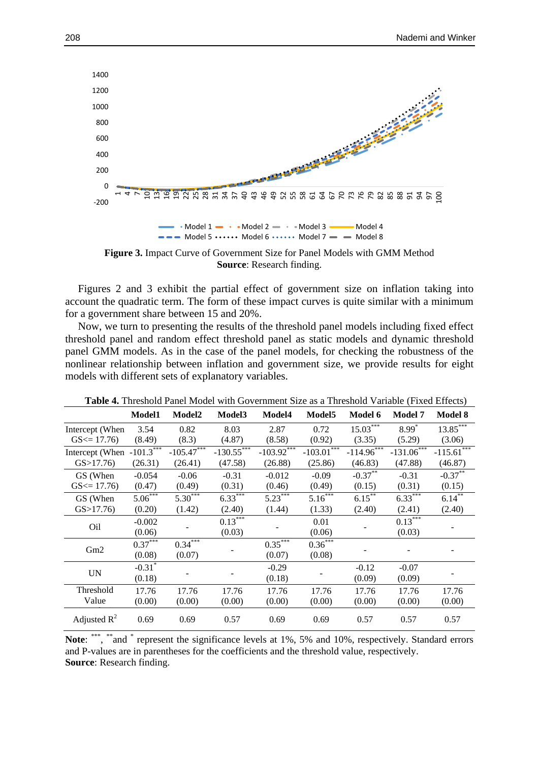**Figure 3.** Impact Curve of Government Size for Panel Models with GMM Method
**Source**: Research finding.

Figures 2 and 3 exhibit the partial effect of government size on inflation taking into account the quadratic term. The form of these impact curves is quite similar with a minimum for a government share between 15 and 20%.

Now, we turn to presenting the results of the threshold panel models including fixed effect threshold panel and random effect threshold panel as static models and dynamic threshold panel GMM models. As in the case of the panel models, for checking the robustness of the nonlinear relationship between inflation and government size, we provide results for eight models with different sets of explanatory variables.

**Table 4.** Threshold Panel Model with Government Size as a Threshold Variable (Fixed Effects)

| | Model1 | Model2 | Model3 | Model4 | Model5 | Model 6 | Model 7 | Model 8 |
|---|---|---|---|---|---|---|---|---|
| Intercept (When GS<= 17.76) | 3.54<br>(8.49) | 0.82<br>(8.3) | 8.03<br>(4.87) | 2.87<br>(8.58) | 0.72<br>(0.92) | 15.03*** <br>(3.35) | 8.99* <br>(5.29) | 13.85*** <br>(3.06) |
| Intercept (When GS>17.76) | -101.3*** <br>(26.31) | -105.47*** <br>(26.41) | -130.55*** <br>(47.58) | -103.92*** <br>(26.88) | -103.01*** <br>(25.86) | -114.96*** <br>(46.83) | -131.06*** <br>(47.88) | -115.61*** <br>(46.87) |
| GS (When GS<= 17.76) | -0.054<br>(0.47) | -0.06<br>(0.49) | -0.31<br>(0.31) | -0.012<br>(0.46) | -0.09<br>(0.49) | -0.37** <br>(0.15) | -0.31<br>(0.31) | -0.37** <br>(0.15) |
| GS (When GS>17.76) | 5.06*** <br>(0.20) | 5.30*** <br>(1.42) | 6.33*** <br>(2.40) | 5.23*** <br>(1.44) | 5.16*** <br>(1.33) | 6.15** <br>(2.40) | 6.33*** <br>(2.41) | 6.14** <br>(2.40) |
| Oil | -0.002<br>(0.06) | - | 0.13*** <br>(0.03) | - | 0.01<br>(0.06) | - | 0.13*** <br>(0.03) | - |
| Gm2 | 0.37*** <br>(0.08) | 0.34*** <br>(0.07) | - | 0.35*** <br>(0.07) | 0.36*** <br>(0.08) | - | - | - |
| UN | -0.31* <br>(0.18) | - | - | -0.29<br>(0.18) | - | -0.12<br>(0.09) | -0.07<br>(0.09) | - |
| Threshold Value | 17.76<br>(0.00) | 17.76<br>(0.00) | 17.76<br>(0.00) | 17.76<br>(0.00) | 17.76<br>(0.00) | 17.76<br>(0.00) | 17.76<br>(0.00) | 17.76<br>(0.00) |
| Adjusted $R^2$ | 0.69 | 0.69 | 0.57 | 0.69 | 0.69 | 0.57 | 0.57 | 0.57 |

**Note**: ***, ** and * represent the significance levels at 1%, 5% and 10%, respectively. Standard errors and P-values are in parentheses for the coefficients and the threshold value, respectively.
**Source**: Research finding.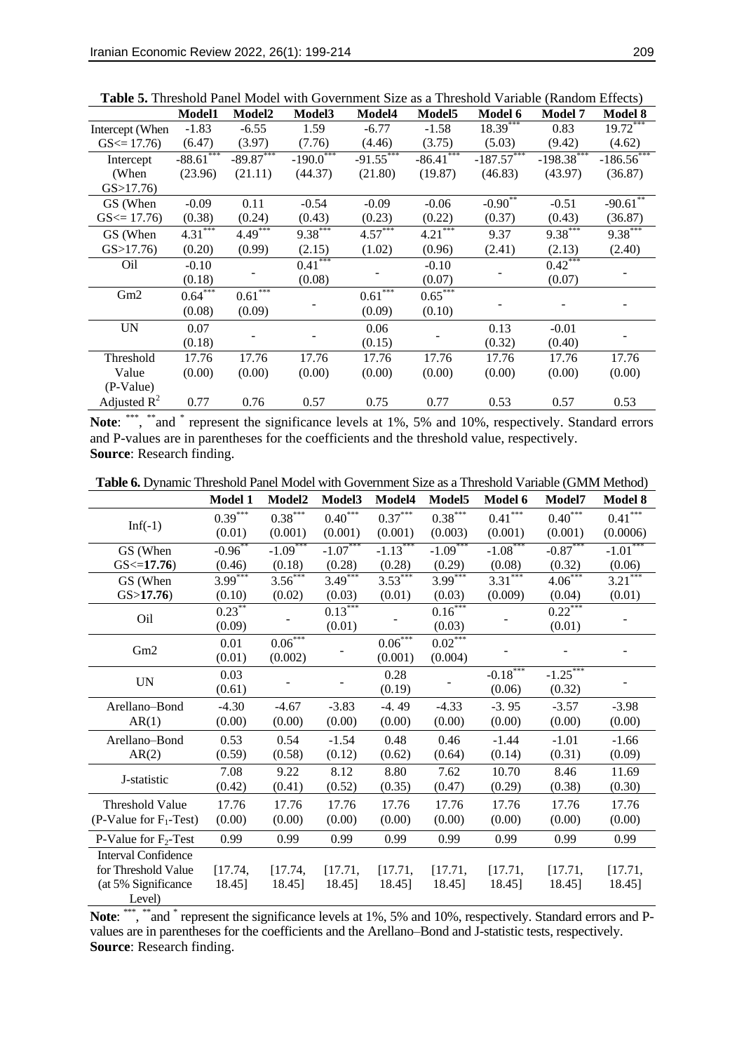**Table 5.** Threshold Panel Model with Government Size as a Threshold Variable (Random Effects)

| | Model1 | Model2 | Model3 | Model4 | Model5 | Model 6 | Model 7 | Model 8 |
|---|---|---|---|---|---|---|---|---|
| Intercept (When GS<= 17.76) | -1.83 (6.47) | -6.55 (3.97) | 1.59 (7.76) | -6.77 (4.46) | -1.58 (3.75) | 18.39*** (5.03) | 0.83 (9.42) | 19.72*** (4.62) |
| Intercept (When GS>17.76) | -88.61*** (23.96) | -89.87*** (21.11) | -190.0*** (44.37) | -91.55*** (21.80) | -86.41*** (19.87) | -187.57*** (46.83) | -198.38*** (43.97) | -186.56*** (36.87) |
| GS (When GS<= 17.76) | -0.09 (0.38) | 0.11 (0.24) | -0.54 (0.43) | -0.09 (0.23) | -0.06 (0.22) | -0.90** (0.37) | -0.51 (0.43) | -90.61** (36.87) |
| GS (When GS>17.76) | 4.31*** (0.20) | 4.49*** (0.99) | 9.38*** (2.15) | 4.57*** (1.02) | 4.21*** (0.96) | 9.37 (2.41) | 9.38*** (2.13) | 9.38*** (2.40) |
| Oil | -0.10 (0.18) | - | 0.41*** (0.08) | - | -0.10 (0.07) | - | 0.42*** (0.07) | - |
| Gm2 | 0.64*** (0.08) | 0.61*** (0.09) | - | 0.61*** (0.09) | 0.65*** (0.10) | - | - | - |
| UN | 0.07 (0.18) | - | - | 0.06 (0.15) | - | 0.13 (0.32) | -0.01 (0.40) | - |
| Threshold Value (P-Value) | 17.76 (0.00) | 17.76 (0.00) | 17.76 (0.00) | 17.76 (0.00) | 17.76 (0.00) | 17.76 (0.00) | 17.76 (0.00) | 17.76 (0.00) |
| Adjusted $R^2$ | 0.77 | 0.76 | 0.57 | 0.75 | 0.77 | 0.53 | 0.57 | 0.53 |

**Note**: ***, ** and * represent the significance levels at 1%, 5% and 10%, respectively. Standard errors and P-values are in parentheses for the coefficients and the threshold value, respectively.
**Source**: Research finding.

**Table 6.** Dynamic Threshold Panel Model with Government Size as a Threshold Variable (GMM Method)

| | Model 1 | Model2 | Model3 | Model4 | Model5 | Model 6 | Model7 | Model 8 |
|---|---|---|---|---|---|---|---|---|
| Inf(-1) | 0.39*** (0.01) | 0.38*** (0.001) | 0.40*** (0.001) | 0.37*** (0.001) | 0.38*** (0.003) | 0.41*** (0.001) | 0.40*** (0.001) | 0.41*** (0.0006) |
| GS (When GS<=**17.76**) | -0.96** (0.46) | -1.09*** (0.18) | -1.07*** (0.28) | -1.13*** (0.28) | -1.09*** (0.29) | -1.08*** (0.08) | -0.87*** (0.32) | -1.01*** (0.06) |
| GS (When GS>**17.76**) | 3.99*** (0.10) | 3.56*** (0.02) | 3.49*** (0.03) | 3.53*** (0.01) | 3.99*** (0.03) | 3.31*** (0.009) | 4.06*** (0.04) | 3.21*** (0.01) |
| Oil | 0.23** (0.09) | - | 0.13*** (0.01) | - | 0.16*** (0.03) | - | 0.22*** (0.01) | - |
| Gm2 | 0.01 (0.01) | 0.06*** (0.002) | - | 0.06*** (0.001) | 0.02*** (0.004) | - | - | - |
| UN | 0.03 (0.61) | - | - | 0.28 (0.19) | - | -0.18*** (0.06) | -1.25*** (0.32) | - |
| Arellano–Bond AR(1) | -4.30 (0.00) | -4.67 (0.00) | -3.83 (0.00) | -4. 49 (0.00) | -4.33 (0.00) | -3. 95 (0.00) | -3.57 (0.00) | -3.98 (0.00) |
| Arellano–Bond AR(2) | 0.53 (0.59) | 0.54 (0.58) | -1.54 (0.12) | 0.48 (0.62) | 0.46 (0.64) | -1.44 (0.14) | -1.01 (0.31) | -1.66 (0.09) |
| J-statistic | 7.08 (0.42) | 9.22 (0.41) | 8.12 (0.52) | 8.80 (0.35) | 7.62 (0.47) | 10.70 (0.29) | 8.46 (0.38) | 11.69 (0.30) |
| Threshold Value (P-Value for $F_1$-Test) | 17.76 (0.00) | 17.76 (0.00) | 17.76 (0.00) | 17.76 (0.00) | 17.76 (0.00) | 17.76 (0.00) | 17.76 (0.00) | 17.76 (0.00) |
| P-Value for $F_2$-Test | 0.99 | 0.99 | 0.99 | 0.99 | 0.99 | 0.99 | 0.99 | 0.99 |
| Interval Confidence for Threshold Value (at 5% Significance Level) | [17.74, 18.45] | [17.74, 18.45] | [17.71, 18.45] | [17.71, 18.45] | [17.71, 18.45] | [17.71, 18.45] | [17.71, 18.45] | [17.71, 18.45] |

**Note**: ***, ** and * represent the significance levels at 1%, 5% and 10%, respectively. Standard errors and P-values are in parentheses for the coefficients and the Arellano–Bond and J-statistic tests, respectively.
**Source**: Research finding.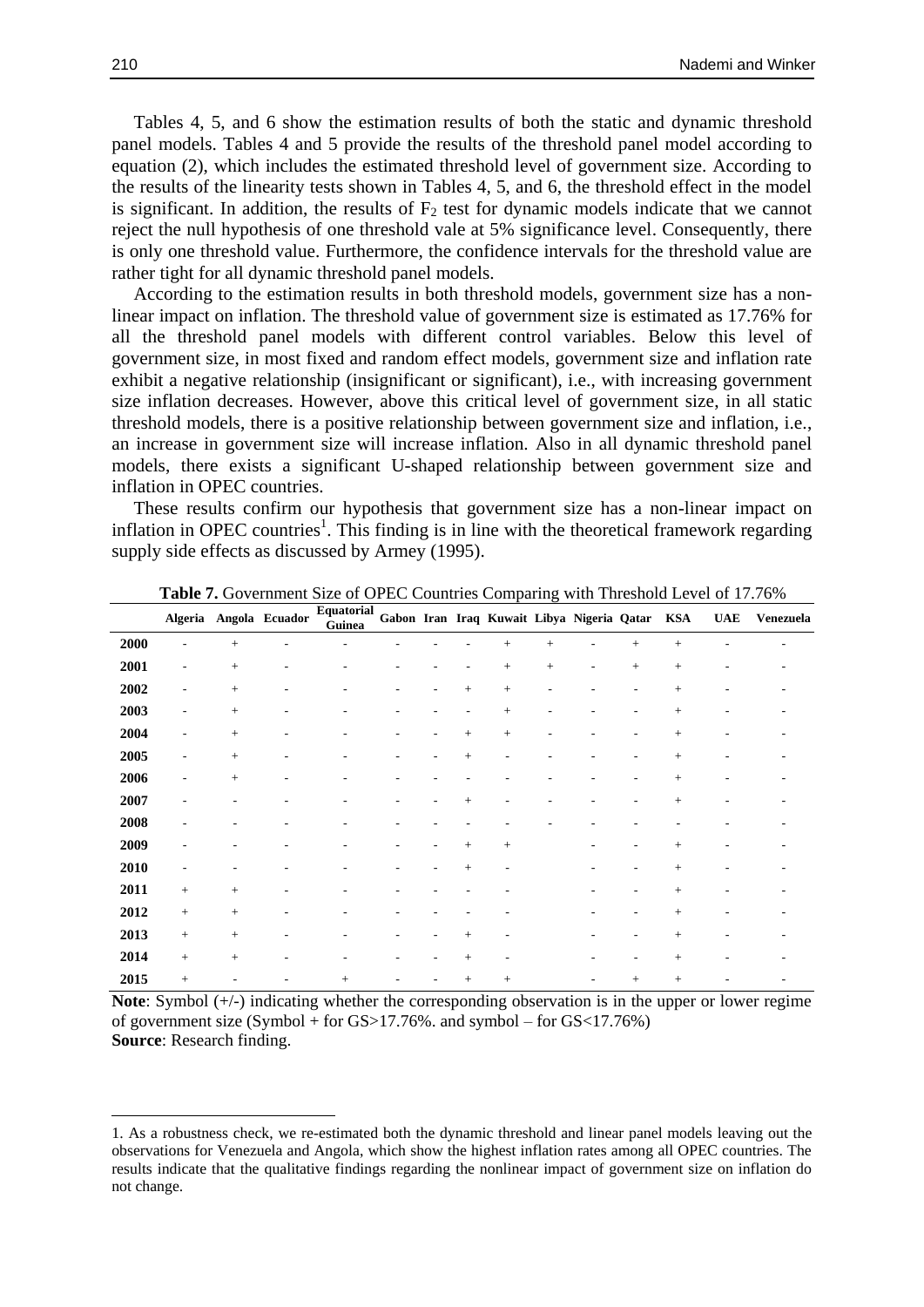Tables 4, 5, and 6 show the estimation results of both the static and dynamic threshold panel models. Tables 4 and 5 provide the results of the threshold panel model according to equation (2), which includes the estimated threshold level of government size. According to the results of the linearity tests shown in Tables 4, 5, and 6, the threshold effect in the model is significant. In addition, the results of $F_2$ test for dynamic models indicate that we cannot reject the null hypothesis of one threshold vale at 5% significance level. Consequently, there is only one threshold value. Furthermore, the confidence intervals for the threshold value are rather tight for all dynamic threshold panel models.

According to the estimation results in both threshold models, government size has a non-linear impact on inflation. The threshold value of government size is estimated as 17.76% for all the threshold panel models with different control variables. Below this level of government size, in most fixed and random effect models, government size and inflation rate exhibit a negative relationship (insignificant or significant), i.e., with increasing government size inflation decreases. However, above this critical level of government size, in all static threshold models, there is a positive relationship between government size and inflation, i.e., an increase in government size will increase inflation. Also in all dynamic threshold panel models, there exists a significant U-shaped relationship between government size and inflation in OPEC countries.

These results confirm our hypothesis that government size has a non-linear impact on inflation in OPEC countries[1]. This finding is in line with the theoretical framework regarding supply side effects as discussed by Armey (1995).

**Table 7.** Government Size of OPEC Countries Comparing with Threshold Level of 17.76%

| | Algeria | Angola | Ecuador | Equatorial Guinea | Gabon | Iran | Iraq | Kuwait | Libya | Nigeria | Qatar | KSA | UAE | Venezuela |
|---|---|---|---|---|---|---|---|---|---|---|---|---|---|---|
| **2000** | - | + | - | - | - | - | - | + | + | - | + | + | - | - |
| **2001** | - | + | - | - | - | - | - | + | + | - | + | + | - | - |
| **2002** | - | + | - | - | - | - | + | + | - | - | - | + | - | - |
| **2003** | - | + | - | - | - | - | - | + | - | - | - | + | - | - |
| **2004** | - | + | - | - | - | - | + | + | - | - | - | + | - | - |
| **2005** | - | + | - | - | - | - | + | - | - | - | - | + | - | - |
| **2006** | - | + | - | - | - | - | - | - | - | - | - | + | - | - |
| **2007** | - | - | - | - | - | - | + | - | - | - | - | + | - | - |
| **2008** | - | - | - | - | - | - | - | - | - | - | - | - | - | - |
| **2009** | - | - | - | - | - | - | + | + | | - | - | + | - | - |
| **2010** | - | - | - | - | - | - | + | - | | - | - | + | - | - |
| **2011** | + | + | - | - | - | - | - | - | | - | - | + | - | - |
| **2012** | + | + | - | - | - | - | - | - | | - | - | + | - | - |
| **2013** | + | + | - | - | - | - | + | - | | - | - | + | - | - |
| **2014** | + | + | - | - | - | - | + | - | | - | - | + | - | - |
| **2015** | + | - | - | + | - | - | + | + | | - | + | + | - | - |

**Note**: Symbol (+/-) indicating whether the corresponding observation is in the upper or lower regime of government size (Symbol + for GS>17.76%. and symbol – for GS<17.76%)
**Source**: Research finding.

1. As a robustness check, we re-estimated both the dynamic threshold and linear panel models leaving out the observations for Venezuela and Angola, which show the highest inflation rates among all OPEC countries. The results indicate that the qualitative findings regarding the nonlinear impact of government size on inflation do not change.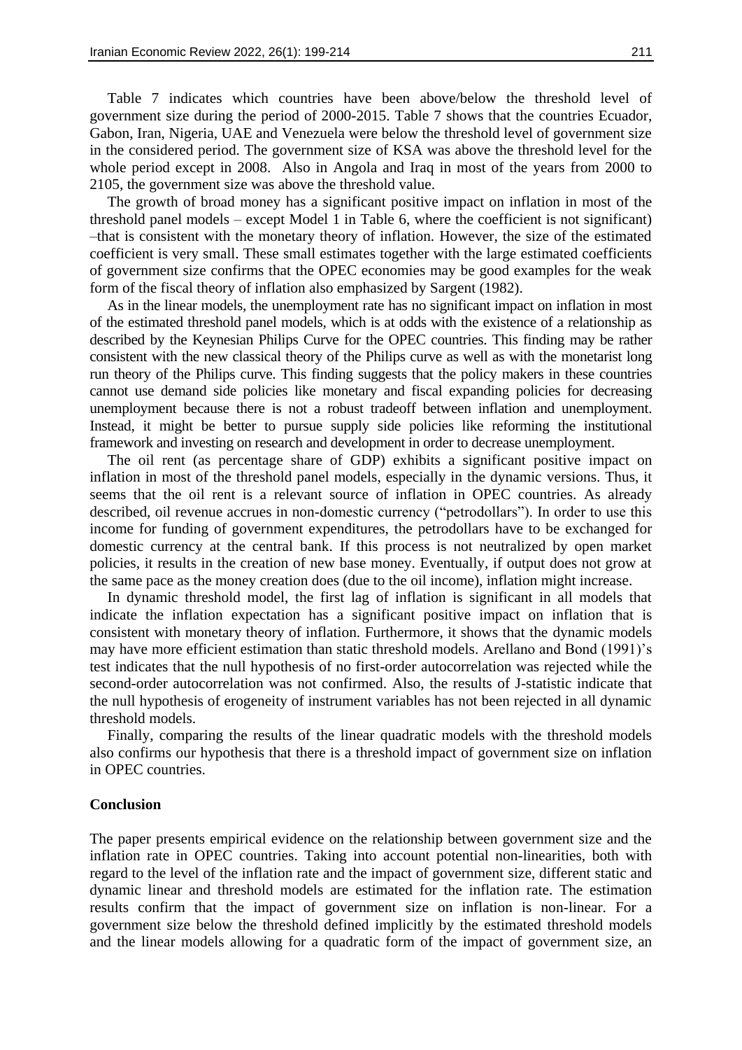Table 7 indicates which countries have been above/below the threshold level of government size during the period of 2000-2015. Table 7 shows that the countries Ecuador, Gabon, Iran, Nigeria, UAE and Venezuela were below the threshold level of government size in the considered period. The government size of KSA was above the threshold level for the whole period except in 2008.  Also in Angola and Iraq in most of the years from 2000 to 2105, the government size was above the threshold value.

The growth of broad money has a significant positive impact on inflation in most of the threshold panel models – except Model 1 in Table 6, where the coefficient is not significant) –that is consistent with the monetary theory of inflation. However, the size of the estimated coefficient is very small. These small estimates together with the large estimated coefficients of government size confirms that the OPEC economies may be good examples for the weak form of the fiscal theory of inflation also emphasized by Sargent (1982).

As in the linear models, the unemployment rate has no significant impact on inflation in most of the estimated threshold panel models, which is at odds with the existence of a relationship as described by the Keynesian Philips Curve for the OPEC countries. This finding may be rather consistent with the new classical theory of the Philips curve as well as with the monetarist long run theory of the Philips curve. This finding suggests that the policy makers in these countries cannot use demand side policies like monetary and fiscal expanding policies for decreasing unemployment because there is not a robust tradeoff between inflation and unemployment. Instead, it might be better to pursue supply side policies like reforming the institutional framework and investing on research and development in order to decrease unemployment.

The oil rent (as percentage share of GDP) exhibits a significant positive impact on inflation in most of the threshold panel models, especially in the dynamic versions. Thus, it seems that the oil rent is a relevant source of inflation in OPEC countries. As already described, oil revenue accrues in non-domestic currency ("petrodollars"). In order to use this income for funding of government expenditures, the petrodollars have to be exchanged for domestic currency at the central bank. If this process is not neutralized by open market policies, it results in the creation of new base money. Eventually, if output does not grow at the same pace as the money creation does (due to the oil income), inflation might increase.

In dynamic threshold model, the first lag of inflation is significant in all models that indicate the inflation expectation has a significant positive impact on inflation that is consistent with monetary theory of inflation. Furthermore, it shows that the dynamic models may have more efficient estimation than static threshold models. Arellano and Bond (1991)'s test indicates that the null hypothesis of no first-order autocorrelation was rejected while the second-order autocorrelation was not confirmed. Also, the results of J-statistic indicate that the null hypothesis of erogeneity of instrument variables has not been rejected in all dynamic threshold models.

Finally, comparing the results of the linear quadratic models with the threshold models also confirms our hypothesis that there is a threshold impact of government size on inflation in OPEC countries.

## Conclusion

The paper presents empirical evidence on the relationship between government size and the inflation rate in OPEC countries. Taking into account potential non-linearities, both with regard to the level of the inflation rate and the impact of government size, different static and dynamic linear and threshold models are estimated for the inflation rate. The estimation results confirm that the impact of government size on inflation is non-linear. For a government size below the threshold defined implicitly by the estimated threshold models and the linear models allowing for a quadratic form of the impact of government size, an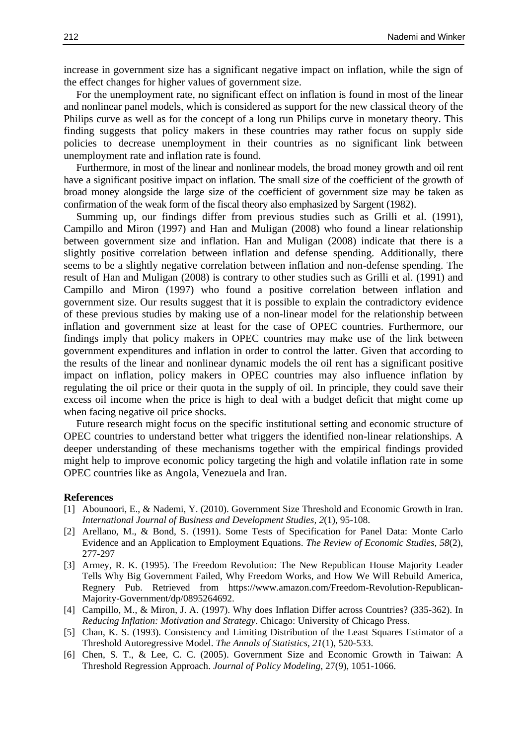increase in government size has a significant negative impact on inflation, while the sign of the effect changes for higher values of government size.

For the unemployment rate, no significant effect on inflation is found in most of the linear and nonlinear panel models, which is considered as support for the new classical theory of the Philips curve as well as for the concept of a long run Philips curve in monetary theory. This finding suggests that policy makers in these countries may rather focus on supply side policies to decrease unemployment in their countries as no significant link between unemployment rate and inflation rate is found.

Furthermore, in most of the linear and nonlinear models, the broad money growth and oil rent have a significant positive impact on inflation. The small size of the coefficient of the growth of broad money alongside the large size of the coefficient of government size may be taken as confirmation of the weak form of the fiscal theory also emphasized by Sargent (1982).

Summing up, our findings differ from previous studies such as Grilli et al. (1991), Campillo and Miron (1997) and Han and Muligan (2008) who found a linear relationship between government size and inflation. Han and Muligan (2008) indicate that there is a slightly positive correlation between inflation and defense spending. Additionally, there seems to be a slightly negative correlation between inflation and non-defense spending. The result of Han and Muligan (2008) is contrary to other studies such as Grilli et al. (1991) and Campillo and Miron (1997) who found a positive correlation between inflation and government size. Our results suggest that it is possible to explain the contradictory evidence of these previous studies by making use of a non-linear model for the relationship between inflation and government size at least for the case of OPEC countries. Furthermore, our findings imply that policy makers in OPEC countries may make use of the link between government expenditures and inflation in order to control the latter. Given that according to the results of the linear and nonlinear dynamic models the oil rent has a significant positive impact on inflation, policy makers in OPEC countries may also influence inflation by regulating the oil price or their quota in the supply of oil. In principle, they could save their excess oil income when the price is high to deal with a budget deficit that might come up when facing negative oil price shocks.

Future research might focus on the specific institutional setting and economic structure of OPEC countries to understand better what triggers the identified non-linear relationships. A deeper understanding of these mechanisms together with the empirical findings provided might help to improve economic policy targeting the high and volatile inflation rate in some OPEC countries like as Angola, Venezuela and Iran.

## References

[1] Abounoori, E., & Nademi, Y. (2010). Government Size Threshold and Economic Growth in Iran. *International Journal of Business and Development Studies, 2*(1), 95-108.

[2] Arellano, M., & Bond, S. (1991). Some Tests of Specification for Panel Data: Monte Carlo Evidence and an Application to Employment Equations. *The Review of Economic Studies, 58*(2), 277-297

[3] Armey, R. K. (1995). The Freedom Revolution: The New Republican House Majority Leader Tells Why Big Government Failed, Why Freedom Works, and How We Will Rebuild America, Regnery Pub. Retrieved from https://www.amazon.com/Freedom-Revolution-Republican-Majority-Government/dp/0895264692.

[4] Campillo, M., & Miron, J. A. (1997). Why does Inflation Differ across Countries? (335-362). In *Reducing Inflation: Motivation and Strategy*. Chicago: University of Chicago Press.

[5] Chan, K. S. (1993). Consistency and Limiting Distribution of the Least Squares Estimator of a Threshold Autoregressive Model. *The Annals of Statistics*, *21*(1), 520-533.

[6] Chen, S. T., & Lee, C. C. (2005). Government Size and Economic Growth in Taiwan: A Threshold Regression Approach. *Journal of Policy Modeling*, 27(9), 1051-1066.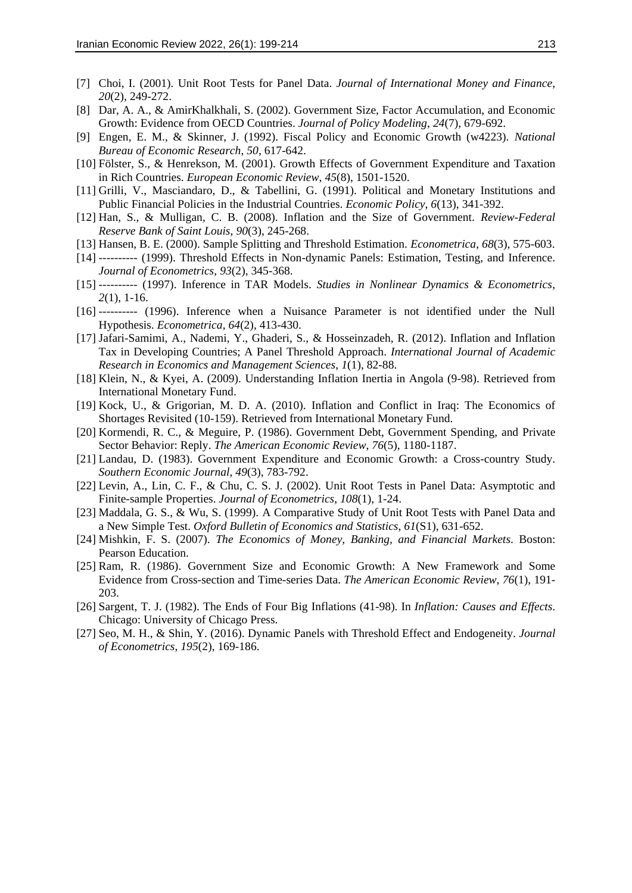[7] Choi, I. (2001). Unit Root Tests for Panel Data. *Journal of International Money and Finance*, *20*(2), 249-272.

[8] Dar, A. A., & AmirKhalkhali, S. (2002). Government Size, Factor Accumulation, and Economic Growth: Evidence from OECD Countries. *Journal of Policy Modeling*, *24*(7), 679-692.

[9] Engen, E. M., & Skinner, J. (1992). Fiscal Policy and Economic Growth (w4223). *National Bureau of Economic Research*, *50*, 617-642.

[10] Fölster, S., & Henrekson, M. (2001). Growth Effects of Government Expenditure and Taxation in Rich Countries. *European Economic Review*, *45*(8), 1501-1520.

[11] Grilli, V., Masciandaro, D., & Tabellini, G. (1991). Political and Monetary Institutions and Public Financial Policies in the Industrial Countries. *Economic Policy*, *6*(13), 341-392.

[12] Han, S., & Mulligan, C. B. (2008). Inflation and the Size of Government. *Review-Federal Reserve Bank of Saint Louis*, *90*(3), 245-268.

[13] Hansen, B. E. (2000). Sample Splitting and Threshold Estimation. *Econometrica*, *68*(3), 575-603.

[14] ---------- (1999). Threshold Effects in Non-dynamic Panels: Estimation, Testing, and Inference. *Journal of Econometrics*, *93*(2), 345-368.

[15] ---------- (1997). Inference in TAR Models. *Studies in Nonlinear Dynamics & Econometrics*, *2*(1), 1-16.

[16] ---------- (1996). Inference when a Nuisance Parameter is not identified under the Null Hypothesis. *Econometrica*, *64*(2), 413-430.

[17] Jafari-Samimi, A., Nademi, Y., Ghaderi, S., & Hosseinzadeh, R. (2012). Inflation and Inflation Tax in Developing Countries; A Panel Threshold Approach. *International Journal of Academic Research in Economics and Management Sciences*, *1*(1), 82-88.

[18] Klein, N., & Kyei, A. (2009). Understanding Inflation Inertia in Angola (9-98). Retrieved from International Monetary Fund.

[19] Kock, U., & Grigorian, M. D. A. (2010). Inflation and Conflict in Iraq: The Economics of Shortages Revisited (10-159). Retrieved from International Monetary Fund.

[20] Kormendi, R. C., & Meguire, P. (1986). Government Debt, Government Spending, and Private Sector Behavior: Reply. *The American Economic Review*, *76*(5), 1180-1187.

[21] Landau, D. (1983). Government Expenditure and Economic Growth: a Cross-country Study. *Southern Economic Journal*, *49*(3), 783-792.

[22] Levin, A., Lin, C. F., & Chu, C. S. J. (2002). Unit Root Tests in Panel Data: Asymptotic and Finite-sample Properties. *Journal of Econometrics*, *108*(1), 1-24.

[23] Maddala, G. S., & Wu, S. (1999). A Comparative Study of Unit Root Tests with Panel Data and a New Simple Test. *Oxford Bulletin of Economics and Statistics*, *61*(S1), 631-652.

[24] Mishkin, F. S. (2007). *The Economics of Money, Banking, and Financial Markets*. Boston: Pearson Education.

[25] Ram, R. (1986). Government Size and Economic Growth: A New Framework and Some Evidence from Cross-section and Time-series Data. *The American Economic Review*, *76*(1), 191-203.

[26] Sargent, T. J. (1982). The Ends of Four Big Inflations (41-98). In *Inflation: Causes and Effects*. Chicago: University of Chicago Press.

[27] Seo, M. H., & Shin, Y. (2016). Dynamic Panels with Threshold Effect and Endogeneity. *Journal of Econometrics*, *195*(2), 169-186.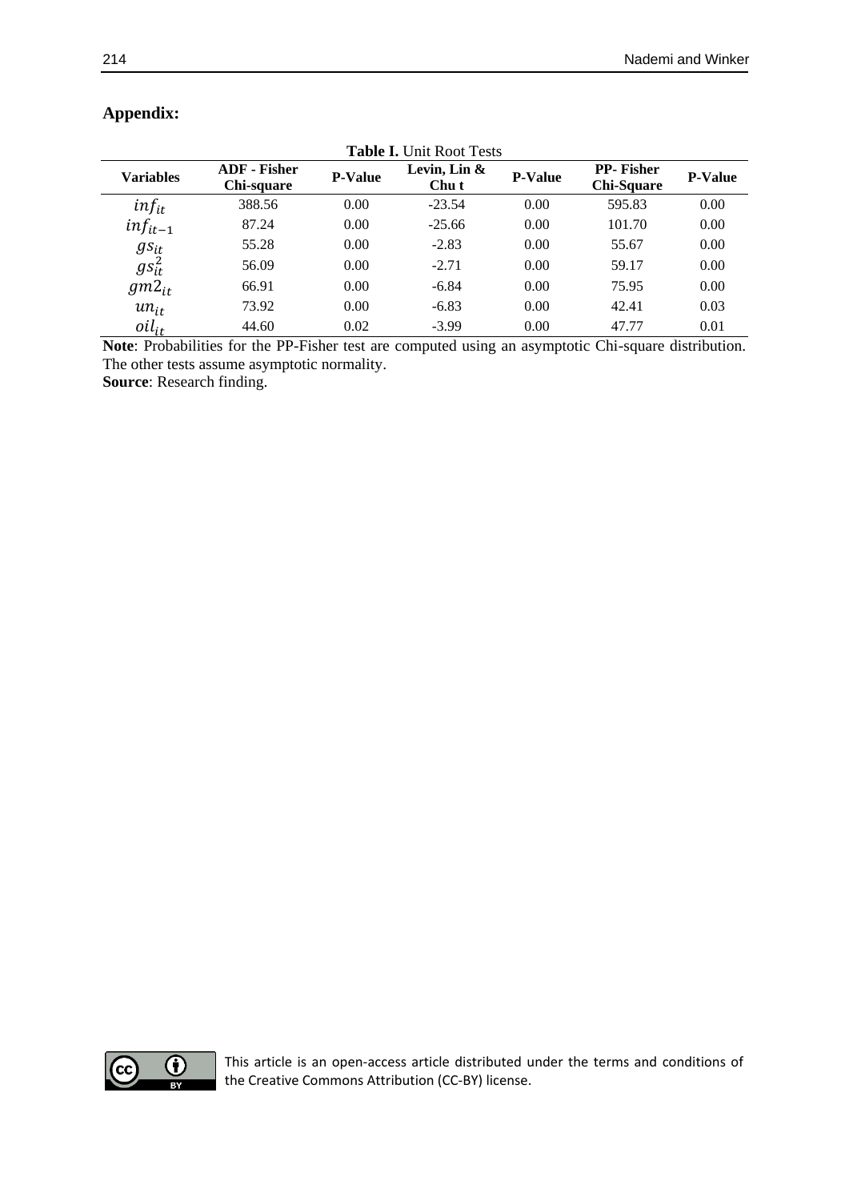## Appendix:

**Table I.** Unit Root Tests

| Variables | ADF - Fisher Chi-square | P-Value | Levin, Lin & Chu t | P-Value | PP- Fisher Chi-Square | P-Value |
|---|---|---|---|---|---|---|
| $inf_{it}$ | 388.56 | 0.00 | -23.54 | 0.00 | 595.83 | 0.00 |
| $inf_{it-1}$ | 87.24 | 0.00 | -25.66 | 0.00 | 101.70 | 0.00 |
| $gs_{it}$ | 55.28 | 0.00 | -2.83 | 0.00 | 55.67 | 0.00 |
| $gs_{it}^2$ | 56.09 | 0.00 | -2.71 | 0.00 | 59.17 | 0.00 |
| $gm2_{it}$ | 66.91 | 0.00 | -6.84 | 0.00 | 75.95 | 0.00 |
| $un_{it}$ | 73.92 | 0.00 | -6.83 | 0.00 | 42.41 | 0.03 |
| $oil_{it}$ | 44.60 | 0.02 | -3.99 | 0.00 | 47.77 | 0.01 |

**Note**: Probabilities for the PP-Fisher test are computed using an asymptotic Chi-square distribution. The other tests assume asymptotic normality.

**Source**: Research finding.

This article is an open-access article distributed under the terms and conditions of the Creative Commons Attribution (CC-BY) license.